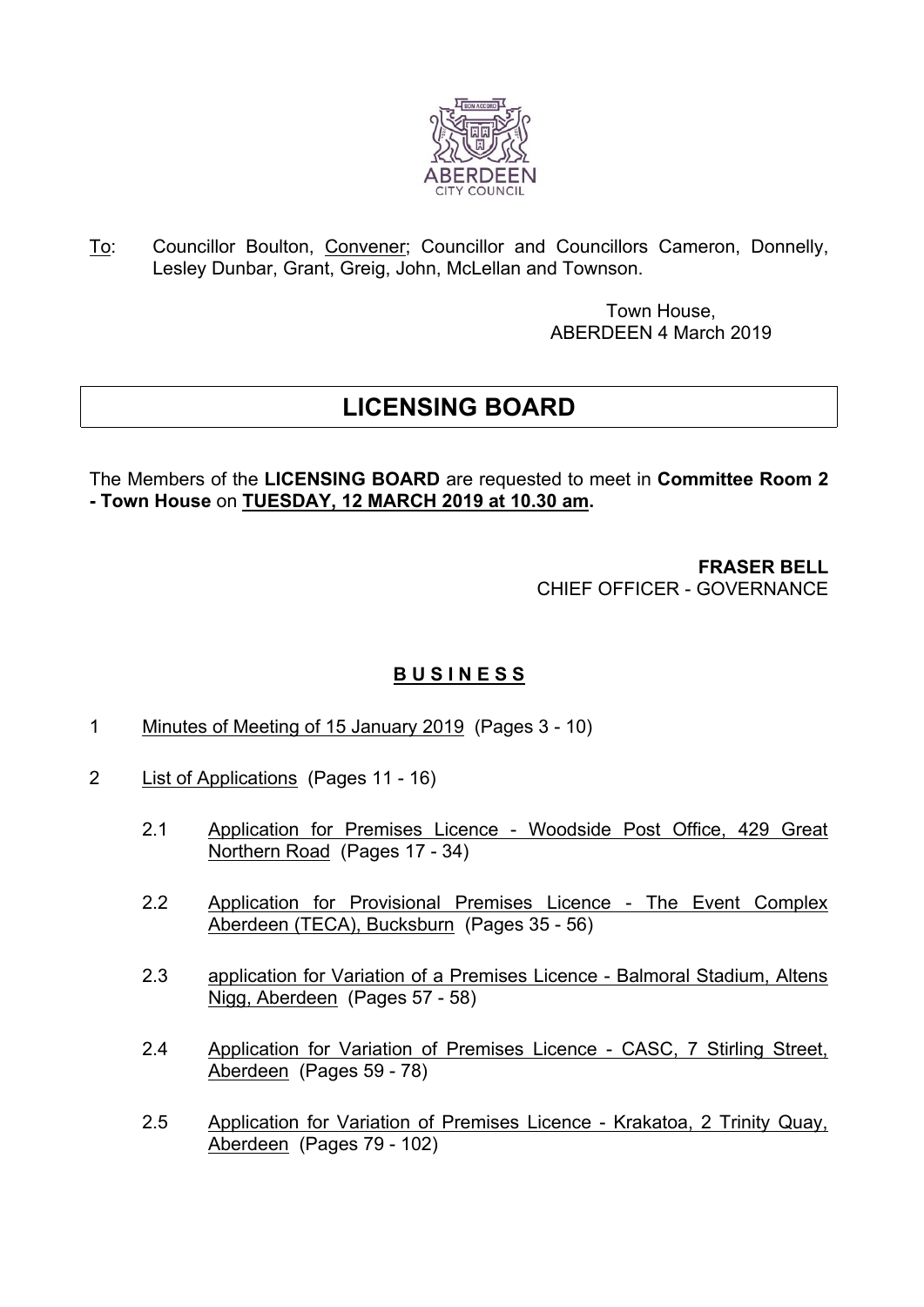To: Councillor Boulton, Convener; Councillor and Councillors Cameron, Donnelly, Lesley Dunbar, Grant, Greig, John, McLellan and Townson.

Town House,
ABERDEEN 4 March 2019

# LICENSING BOARD

The Members of the **LICENSING BOARD** are requested to meet in **Committee Room 2 - Town House** on **TUESDAY, 12 MARCH 2019 at 10.30 am.**

**FRASER BELL**
CHIEF OFFICER - GOVERNANCE

## B U S I N E S S

1 Minutes of Meeting of 15 January 2019 (Pages 3 - 10)

2 List of Applications (Pages 11 - 16)

   2.1 Application for Premises Licence - Woodside Post Office, 429 Great Northern Road (Pages 17 - 34)

   2.2 Application for Provisional Premises Licence - The Event Complex Aberdeen (TECA), Bucksburn (Pages 35 - 56)

   2.3 application for Variation of a Premises Licence - Balmoral Stadium, Altens Nigg, Aberdeen (Pages 57 - 58)

   2.4 Application for Variation of Premises Licence - CASC, 7 Stirling Street, Aberdeen (Pages 59 - 78)

   2.5 Application for Variation of Premises Licence - Krakatoa, 2 Trinity Quay, Aberdeen (Pages 79 - 102)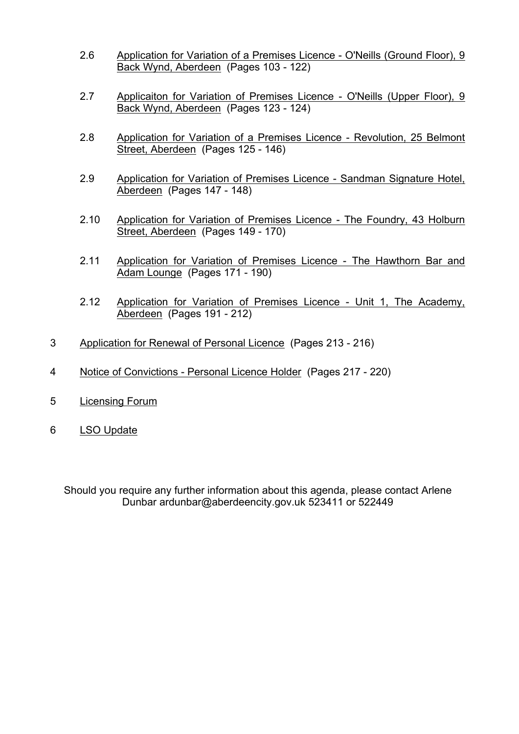2.6 Application for Variation of a Premises Licence - O'Neills (Ground Floor), 9 Back Wynd, Aberdeen (Pages 103 - 122)

2.7 Applicaiton for Variation of Premises Licence - O'Neills (Upper Floor), 9 Back Wynd, Aberdeen (Pages 123 - 124)

2.8 Application for Variation of a Premises Licence - Revolution, 25 Belmont Street, Aberdeen (Pages 125 - 146)

2.9 Application for Variation of Premises Licence - Sandman Signature Hotel, Aberdeen (Pages 147 - 148)

2.10 Application for Variation of Premises Licence - The Foundry, 43 Holburn Street, Aberdeen (Pages 149 - 170)

2.11 Application for Variation of Premises Licence - The Hawthorn Bar and Adam Lounge (Pages 171 - 190)

2.12 Application for Variation of Premises Licence - Unit 1, The Academy, Aberdeen (Pages 191 - 212)

3 Application for Renewal of Personal Licence (Pages 213 - 216)

4 Notice of Convictions - Personal Licence Holder (Pages 217 - 220)

5 Licensing Forum

6 LSO Update

Should you require any further information about this agenda, please contact Arlene Dunbar ardunbar@aberdeencity.gov.uk 523411 or 522449